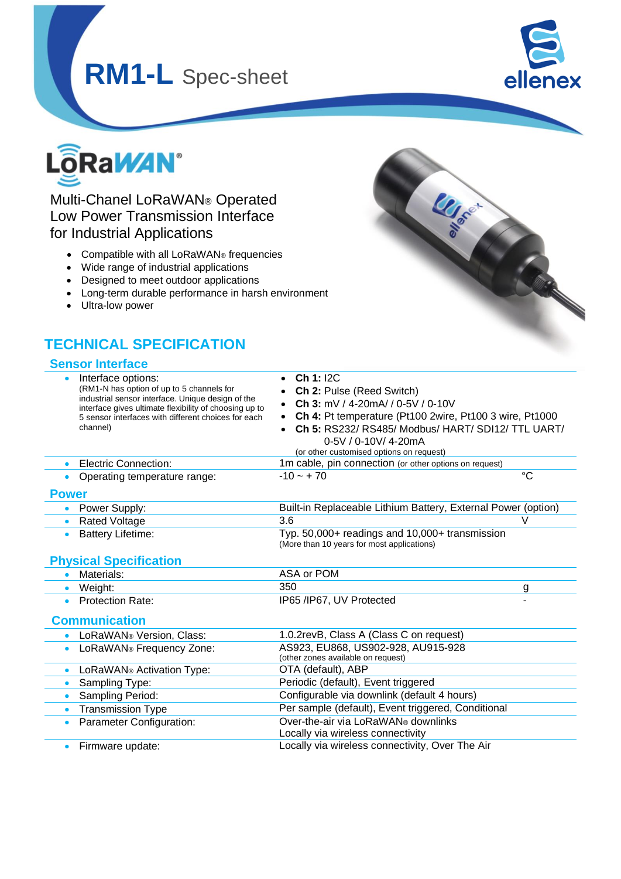# RM1-L Spec-sheet

ellenex

LoRaWAN®

Multi-Chanel LoRaWAN® Operated
Low Power Transmission Interface
for Industrial Applications

- Compatible with all LoRaWAN® frequencies
- Wide range of industrial applications
- Designed to meet outdoor applications
- Long-term durable performance in harsh environment
- Ultra-low power

## TECHNICAL SPECIFICATION

### Sensor Interface

| | | |
|---|---|---|
| • Interface options: (RM1-N has option of up to 5 channels for industrial sensor interface. Unique design of the interface gives ultimate flexibility of choosing up to 5 sensor interfaces with different choices for each channel) | • **Ch 1:** I2C<br>• **Ch 2:** Pulse (Reed Switch)<br>• **Ch 3:** mV / 4-20mA/ / 0-5V / 0-10V<br>• **Ch 4:** Pt temperature (Pt100 2wire, Pt100 3 wire, Pt1000<br>• **Ch 5:** RS232/ RS485/ Modbus/ HART/ SDI12/ TTL UART/ 0-5V / 0-10V/ 4-20mA<br>(or other customised options on request) | |
| • Electric Connection: | 1m cable, pin connection (or other options on request) | |
| • Operating temperature range: | -10 ~ + 70 | °C |

### Power

| | | |
|---|---|---|
| • Power Supply: | Built-in Replaceable Lithium Battery, External Power (option) | |
| • Rated Voltage | 3.6 | V |
| • Battery Lifetime: | Typ. 50,000+ readings and 10,000+ transmission (More than 10 years for most applications) | |

### Physical Specification

| | | |
|---|---|---|
| • Materials: | ASA or POM | |
| • Weight: | 350 | g |
| • Protection Rate: | IP65 /IP67, UV Protected | - |

### Communication

| | |
|---|---|
| • LoRaWAN® Version, Class: | 1.0.2revB, Class A (Class C on request) |
| • LoRaWAN® Frequency Zone: | AS923, EU868, US902-928, AU915-928 (other zones available on request) |
| • LoRaWAN® Activation Type: | OTA (default), ABP |
| • Sampling Type: | Periodic (default), Event triggered |
| • Sampling Period: | Configurable via downlink (default 4 hours) |
| • Transmission Type | Per sample (default), Event triggered, Conditional |
| • Parameter Configuration: | Over-the-air via LoRaWAN® downlinks<br>Locally via wireless connectivity |
| • Firmware update: | Locally via wireless connectivity, Over The Air |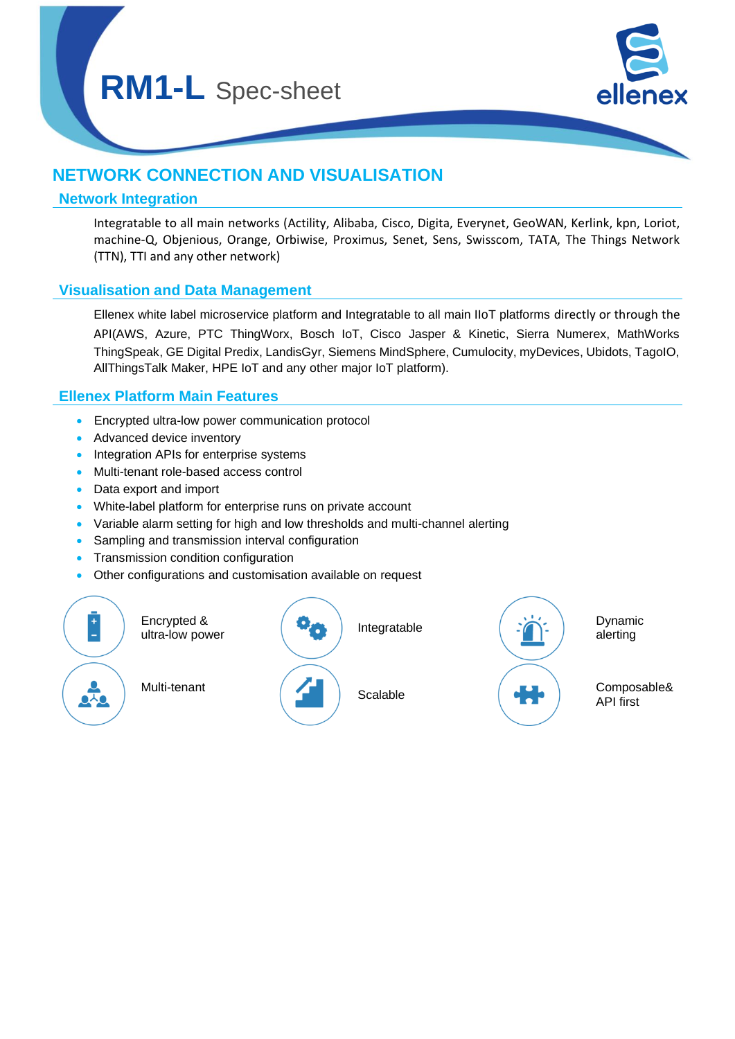# RM1-L Spec-sheet

## NETWORK CONNECTION AND VISUALISATION

### Network Integration

Integratable to all main networks (Actility, Alibaba, Cisco, Digita, Everynet, GeoWAN, Kerlink, kpn, Loriot, machine-Q, Objenious, Orange, Orbiwise, Proximus, Senet, Sens, Swisscom, TATA, The Things Network (TTN), TTI and any other network)

### Visualisation and Data Management

Ellenex white label microservice platform and Integratable to all main IIoT platforms directly or through the API(AWS, Azure, PTC ThingWorx, Bosch IoT, Cisco Jasper & Kinetic, Sierra Numerex, MathWorks ThingSpeak, GE Digital Predix, LandisGyr, Siemens MindSphere, Cumulocity, myDevices, Ubidots, TagoIO, AllThingsTalk Maker, HPE IoT and any other major IoT platform).

### Ellenex Platform Main Features

- Encrypted ultra-low power communication protocol
- Advanced device inventory
- Integration APIs for enterprise systems
- Multi-tenant role-based access control
- Data export and import
- White-label platform for enterprise runs on private account
- Variable alarm setting for high and low thresholds and multi-channel alerting
- Sampling and transmission interval configuration
- Transmission condition configuration
- Other configurations and customisation available on request

Encrypted & ultra-low power

Integratable

Dynamic alerting

Multi-tenant

Scalable

Composable& API first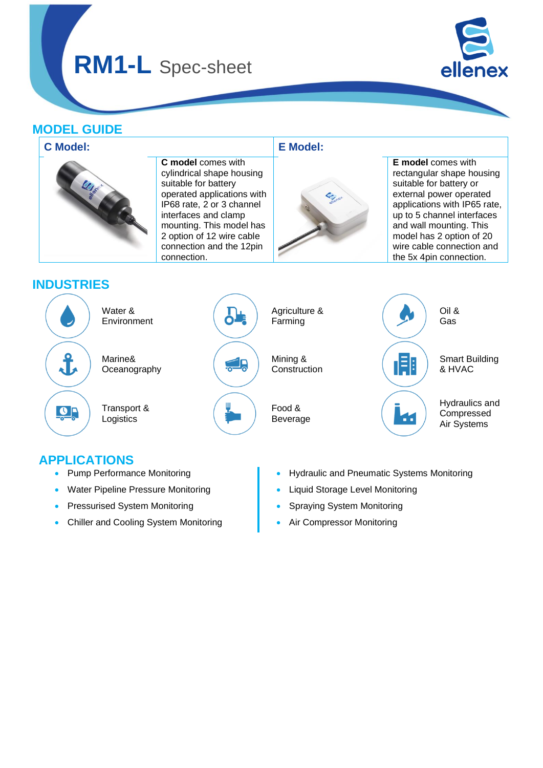# RM1-L Spec-sheet

## MODEL GUIDE

| C Model: | | E Model: | |
|---|---|---|---|
| | **C model** comes with cylindrical shape housing suitable for battery operated applications with IP68 rate, 2 or 3 channel interfaces and clamp mounting. This model has 2 option of 12 wire cable connection and the 12pin connection. | | **E model** comes with rectangular shape housing suitable for battery or external power operated applications with IP65 rate, up to 5 channel interfaces and wall mounting. This model has 2 option of 20 wire cable connection and the 5x 4pin connection. |

## INDUSTRIES

- Water & Environment
- Agriculture & Farming
- Oil & Gas
- Marine& Oceanography
- Mining & Construction
- Smart Building & HVAC
- Transport & Logistics
- Food & Beverage
- Hydraulics and Compressed Air Systems

## APPLICATIONS

- Pump Performance Monitoring
- Water Pipeline Pressure Monitoring
- Pressurised System Monitoring
- Chiller and Cooling System Monitoring
- Hydraulic and Pneumatic Systems Monitoring
- Liquid Storage Level Monitoring
- Spraying System Monitoring
- Air Compressor Monitoring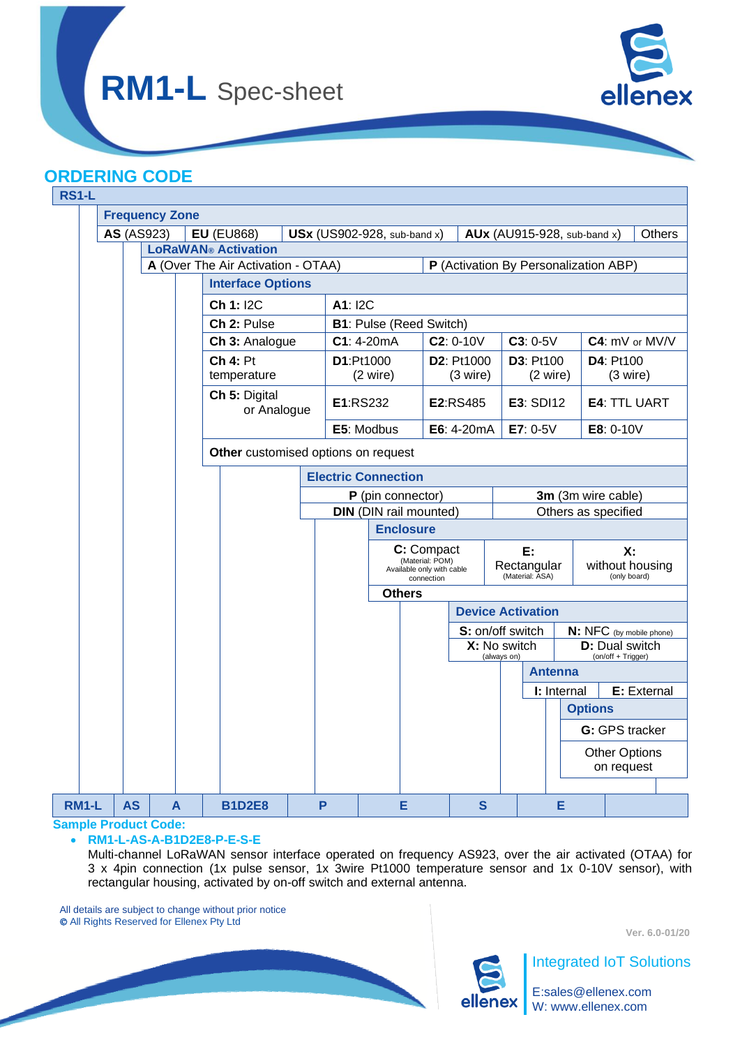# RM1-L Spec-sheet

## ORDERING CODE

**RS1-L**

**Frequency Zone**

| | | | | |
|---|---|---|---|---|
| **AS** (AS923) | **EU** (EU868) | **USx** (US902-928, sub-band x) | **AUx** (AU915-928, sub-band x) | Others |

**LoRaWAN® Activation**

| | |
|---|---|
| **A** (Over The Air Activation - OTAA) | **P** (Activation By Personalization ABP) |

**Interface Options**

| | | | | |
|---|---|---|---|---|
| **Ch 1:** I2C | **A1**: I2C | | | |
| **Ch 2:** Pulse | **B1**: Pulse (Reed Switch) | | | |
| **Ch 3:** Analogue | **C1**: 4-20mA | **C2**: 0-10V | **C3**: 0-5V | **C4**: mV or MV/V |
| **Ch 4:** Pt temperature | **D1**:Pt1000 (2 wire) | **D2**: Pt1000 (3 wire) | **D3**: Pt100 (2 wire) | **D4**: Pt100 (3 wire) |
| **Ch 5:** Digital or Analogue | **E1**:RS232 | **E2**:RS485 | **E3**: SDI12 | **E4**: TTL UART |
| | **E5**: Modbus | **E6**: 4-20mA | **E7**: 0-5V | **E8**: 0-10V |

**Other** customised options on request

**Electric Connection**

| | |
|---|---|
| **P** (pin connector) | **3m** (3m wire cable) |
| **DIN** (DIN rail mounted) | Others as specified |

**Enclosure**

| | | |
|---|---|---|
| **C:** Compact (Material: POM) Available only with cable connection | **E:** Rectangular (Material: ASA) | **X:** without housing (only board) |

**Others**

**Device Activation**

| | |
|---|---|
| **S:** on/off switch | **N:** NFC (by mobile phone) |
| **X:** No switch (always on) | **D:** Dual switch (on/off + Trigger) |

**Antenna**

| | |
|---|---|
| **I:** Internal | **E:** External |

**Options**

- **G:** GPS tracker
- Other Options on request

| RM1-L | AS | A | B1D2E8 | P | E | S | E | |
|---|---|---|---|---|---|---|---|---|

**Sample Product Code:**

- **RM1-L-AS-A-B1D2E8-P-E-S-E**
  Multi-channel LoRaWAN sensor interface operated on frequency AS923, over the air activated (OTAA) for 3 x 4pin connection (1x pulse sensor, 1x 3wire Pt1000 temperature sensor and 1x 0-10V sensor), with rectangular housing, activated by on-off switch and external antenna.

All details are subject to change without prior notice
© All Rights Reserved for Ellenex Pty Ltd

Ver. 6.0-01/20

Integrated IoT Solutions

E:sales@ellenex.com
W: www.ellenex.com